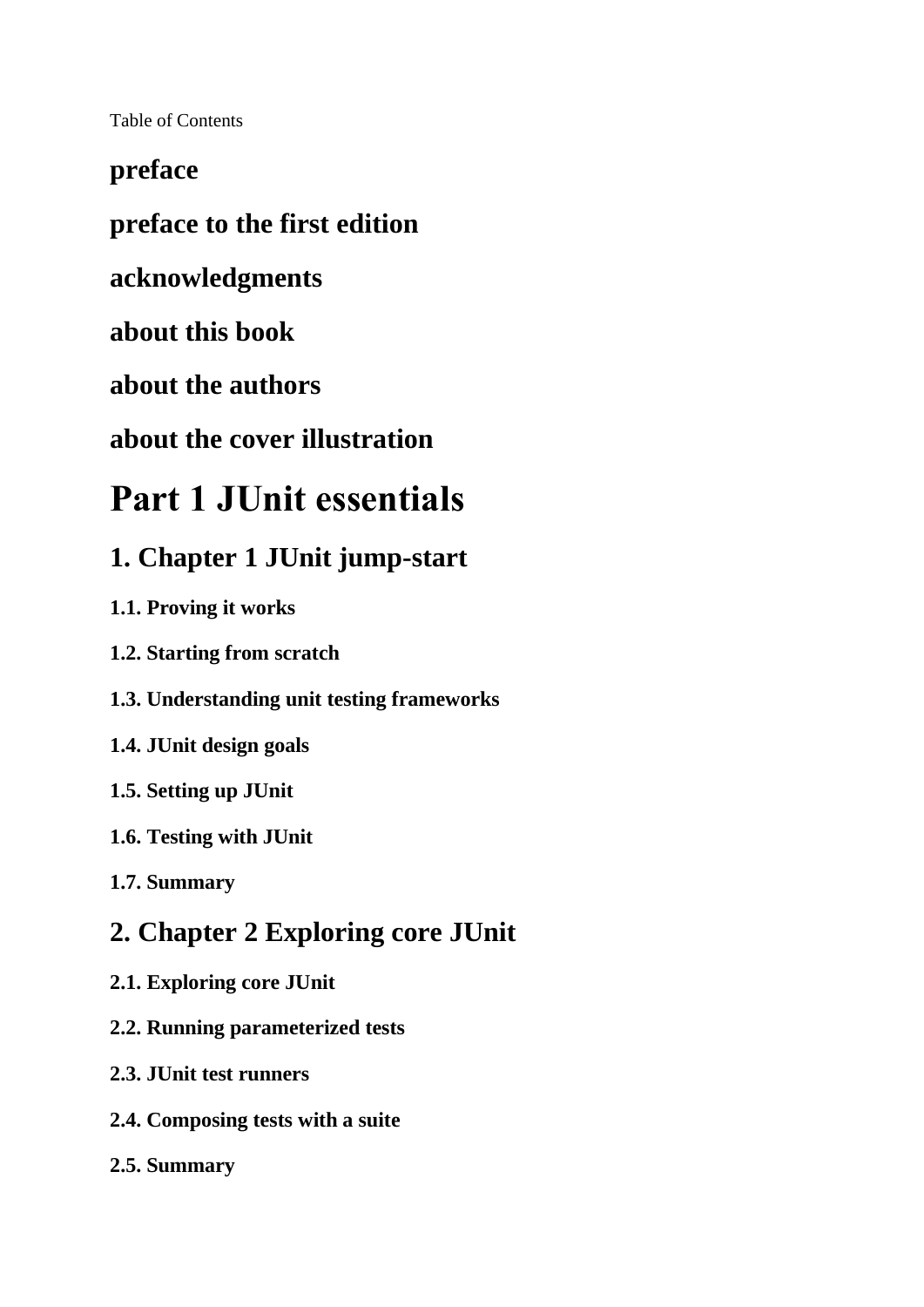Table of Contents

## preface

## preface to the first edition

## acknowledgments

## about this book

## about the authors

## about the cover illustration

# Part 1 JUnit essentials

## 1. Chapter 1 JUnit jump-start

#### 1.1. Proving it works

#### 1.2. Starting from scratch

#### 1.3. Understanding unit testing frameworks

#### 1.4. JUnit design goals

#### 1.5. Setting up JUnit

#### 1.6. Testing with JUnit

#### 1.7. Summary

## 2. Chapter 2 Exploring core JUnit

#### 2.1. Exploring core JUnit

#### 2.2. Running parameterized tests

#### 2.3. JUnit test runners

#### 2.4. Composing tests with a suite

#### 2.5. Summary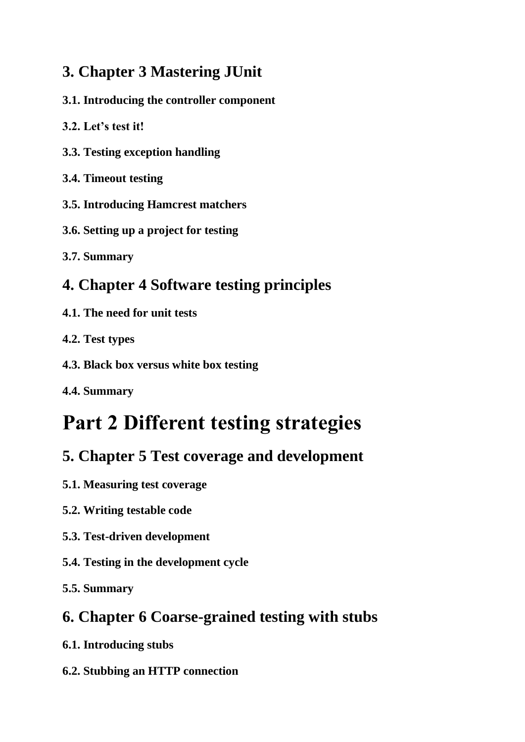## 3. Chapter 3 Mastering JUnit

#### 3.1. Introducing the controller component

#### 3.2. Let's test it!

#### 3.3. Testing exception handling

#### 3.4. Timeout testing

#### 3.5. Introducing Hamcrest matchers

#### 3.6. Setting up a project for testing

#### 3.7. Summary

## 4. Chapter 4 Software testing principles

#### 4.1. The need for unit tests

#### 4.2. Test types

#### 4.3. Black box versus white box testing

#### 4.4. Summary

# Part 2 Different testing strategies

## 5. Chapter 5 Test coverage and development

#### 5.1. Measuring test coverage

#### 5.2. Writing testable code

#### 5.3. Test-driven development

#### 5.4. Testing in the development cycle

#### 5.5. Summary

## 6. Chapter 6 Coarse-grained testing with stubs

#### 6.1. Introducing stubs

#### 6.2. Stubbing an HTTP connection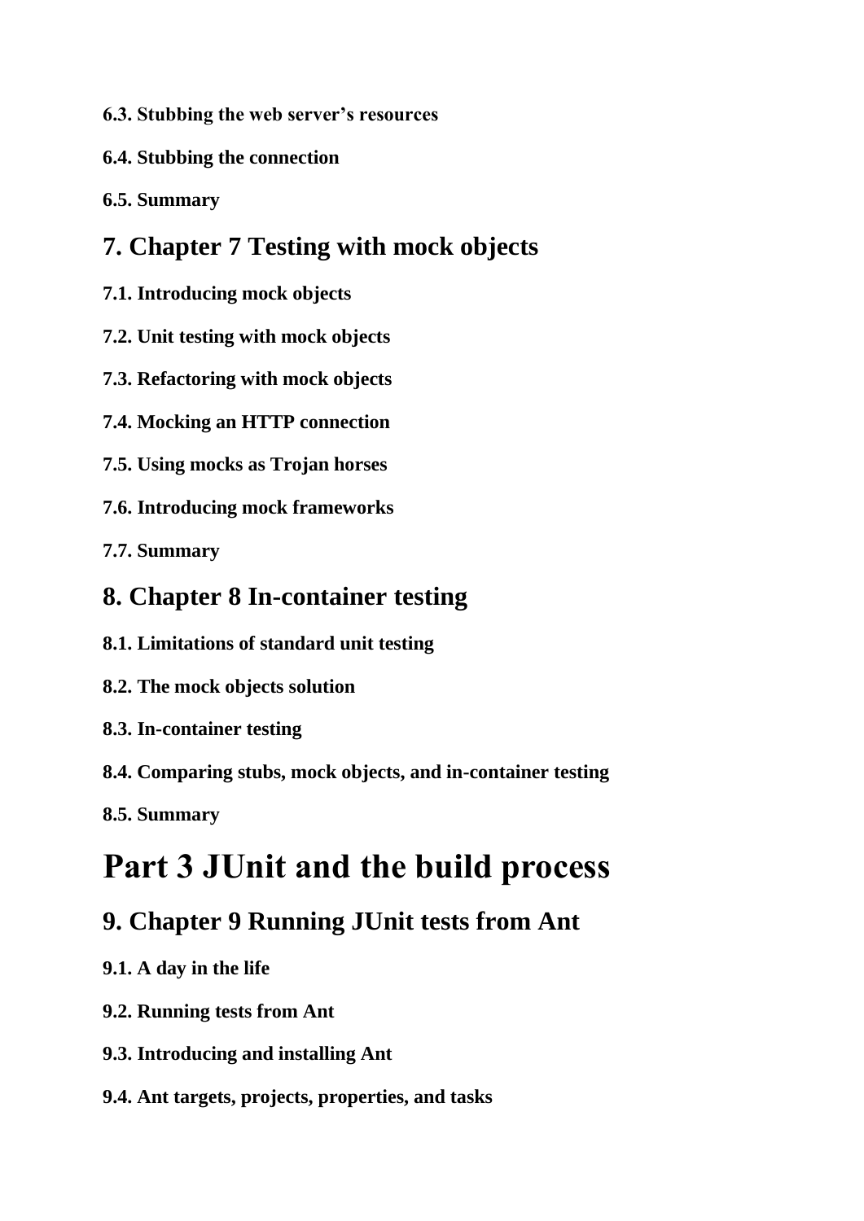**6.3. Stubbing the web server's resources**

**6.4. Stubbing the connection**

**6.5. Summary**

## 7. Chapter 7 Testing with mock objects

**7.1. Introducing mock objects**

**7.2. Unit testing with mock objects**

**7.3. Refactoring with mock objects**

**7.4. Mocking an HTTP connection**

**7.5. Using mocks as Trojan horses**

**7.6. Introducing mock frameworks**

**7.7. Summary**

## 8. Chapter 8 In-container testing

**8.1. Limitations of standard unit testing**

**8.2. The mock objects solution**

**8.3. In-container testing**

**8.4. Comparing stubs, mock objects, and in-container testing**

**8.5. Summary**

# Part 3 JUnit and the build process

## 9. Chapter 9 Running JUnit tests from Ant

**9.1. A day in the life**

**9.2. Running tests from Ant**

**9.3. Introducing and installing Ant**

**9.4. Ant targets, projects, properties, and tasks**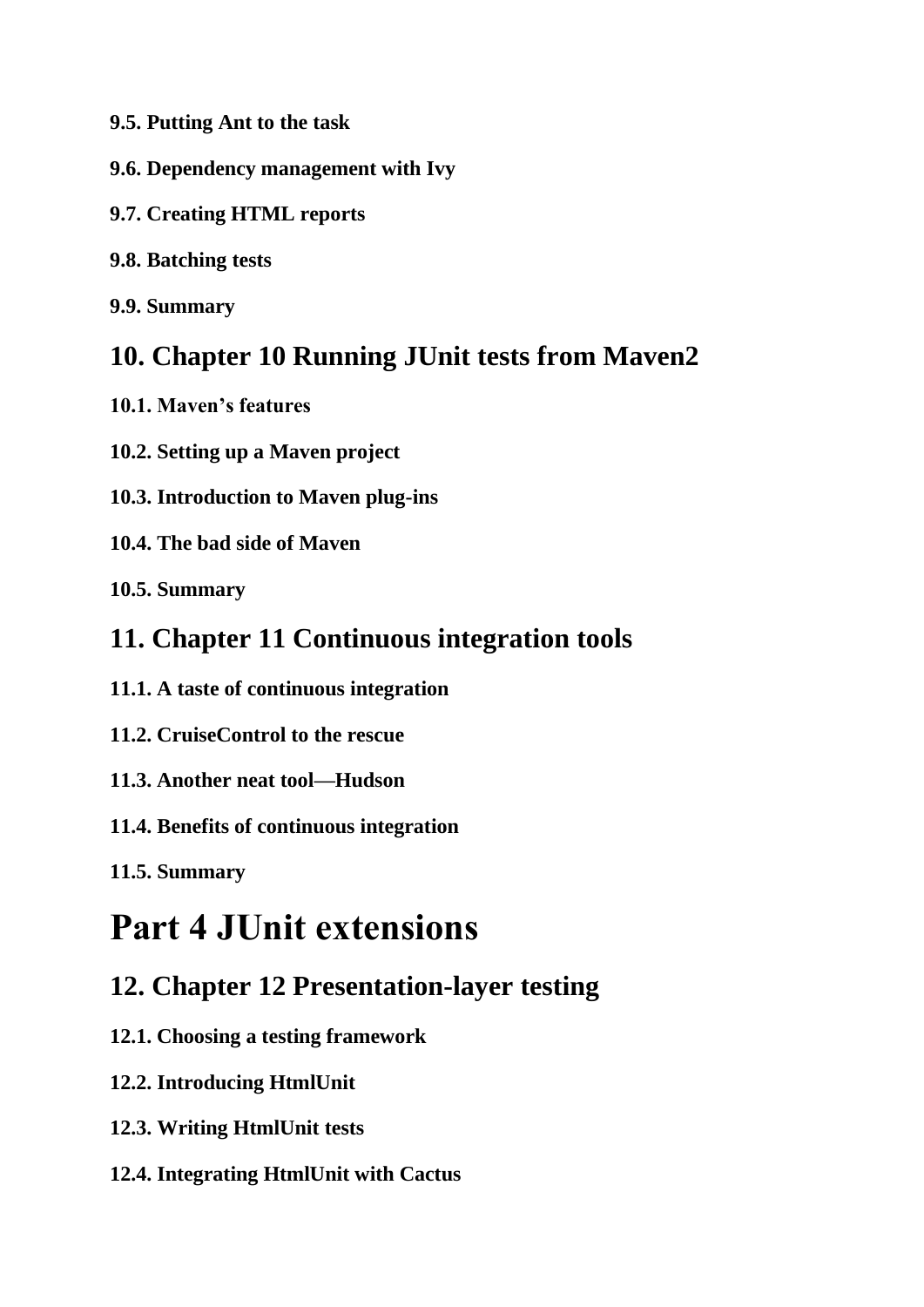### 9.5. Putting Ant to the task

### 9.6. Dependency management with Ivy

### 9.7. Creating HTML reports

### 9.8. Batching tests

### 9.9. Summary

## 10. Chapter 10 Running JUnit tests from Maven2

### 10.1. Maven's features

### 10.2. Setting up a Maven project

### 10.3. Introduction to Maven plug-ins

### 10.4. The bad side of Maven

### 10.5. Summary

## 11. Chapter 11 Continuous integration tools

### 11.1. A taste of continuous integration

### 11.2. CruiseControl to the rescue

### 11.3. Another neat tool—Hudson

### 11.4. Benefits of continuous integration

### 11.5. Summary

# Part 4 JUnit extensions

## 12. Chapter 12 Presentation-layer testing

### 12.1. Choosing a testing framework

### 12.2. Introducing HtmlUnit

### 12.3. Writing HtmlUnit tests

### 12.4. Integrating HtmlUnit with Cactus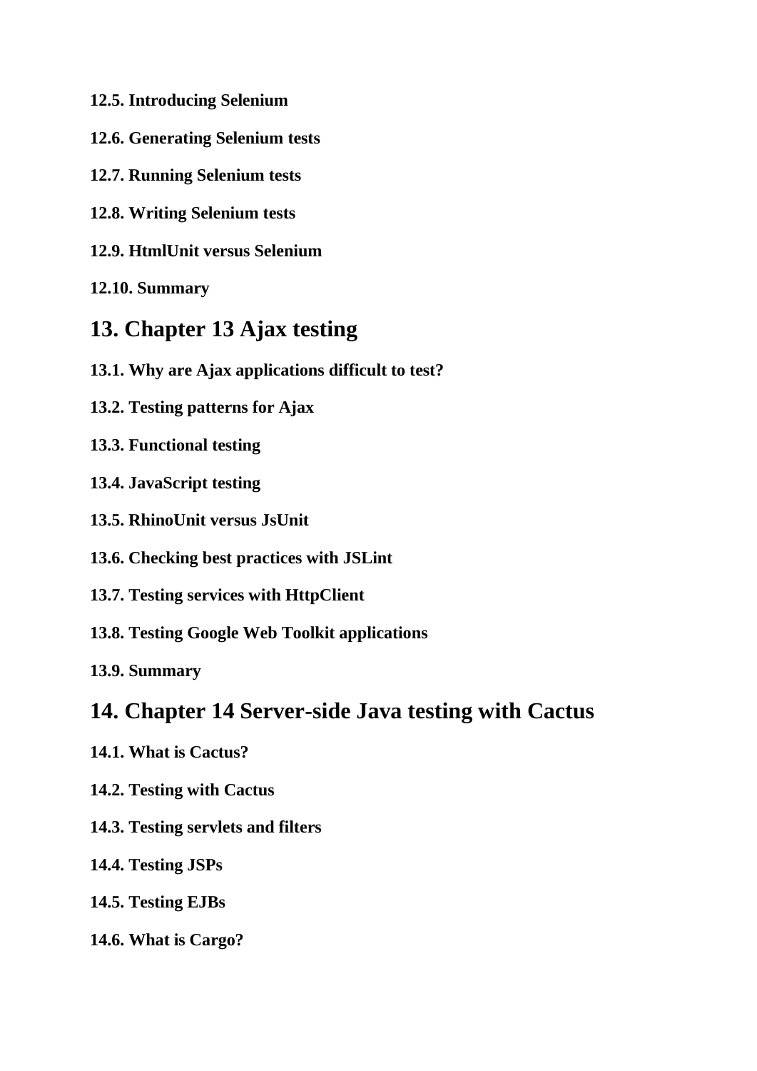**12.5. Introducing Selenium**

**12.6. Generating Selenium tests**

**12.7. Running Selenium tests**

**12.8. Writing Selenium tests**

**12.9. HtmlUnit versus Selenium**

**12.10. Summary**

## 13. Chapter 13 Ajax testing

**13.1. Why are Ajax applications difficult to test?**

**13.2. Testing patterns for Ajax**

**13.3. Functional testing**

**13.4. JavaScript testing**

**13.5. RhinoUnit versus JsUnit**

**13.6. Checking best practices with JSLint**

**13.7. Testing services with HttpClient**

**13.8. Testing Google Web Toolkit applications**

**13.9. Summary**

## 14. Chapter 14 Server-side Java testing with Cactus

**14.1. What is Cactus?**

**14.2. Testing with Cactus**

**14.3. Testing servlets and filters**

**14.4. Testing JSPs**

**14.5. Testing EJBs**

**14.6. What is Cargo?**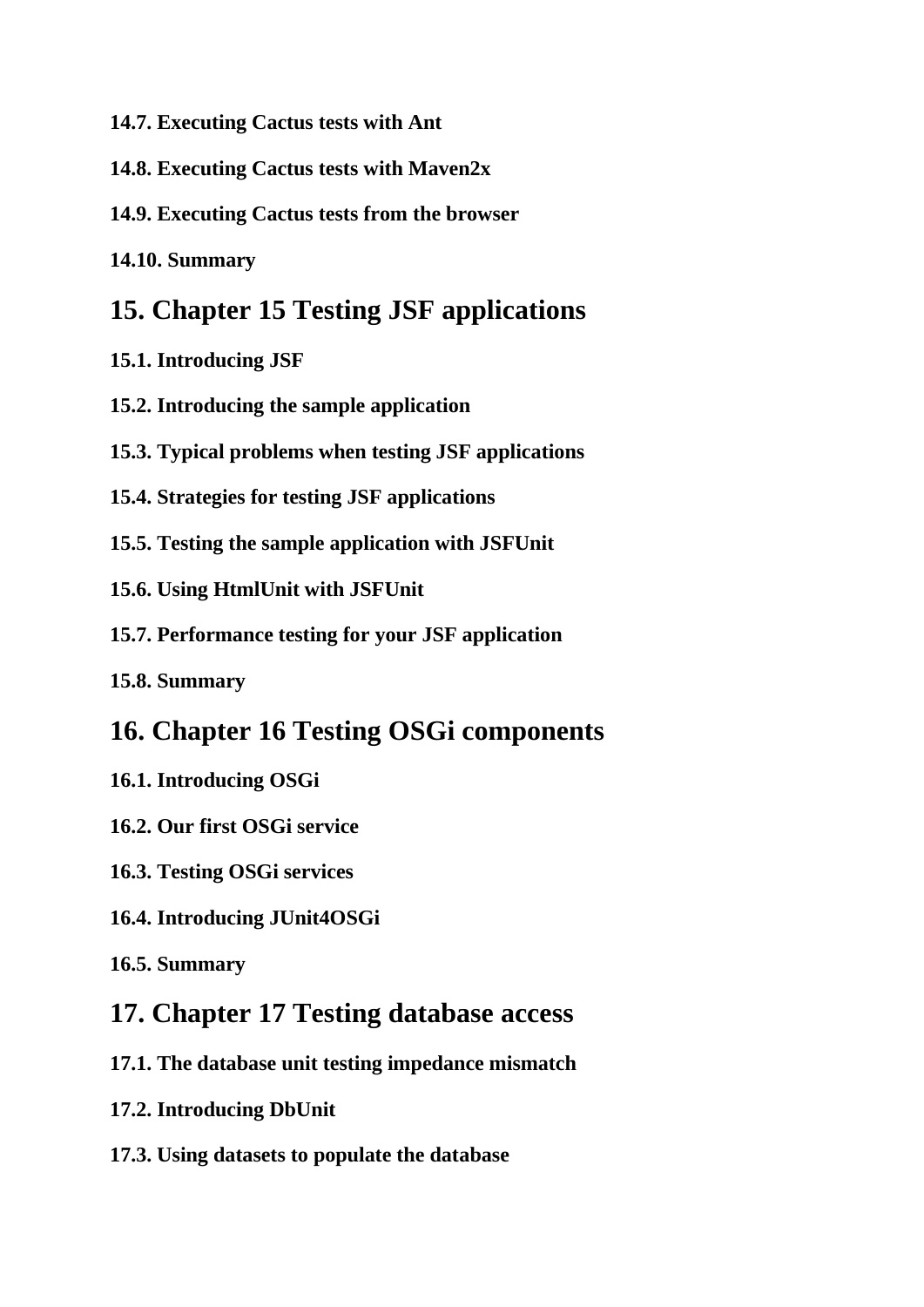### 14.7. Executing Cactus tests with Ant

### 14.8. Executing Cactus tests with Maven2x

### 14.9. Executing Cactus tests from the browser

### 14.10. Summary

## 15. Chapter 15 Testing JSF applications

### 15.1. Introducing JSF

### 15.2. Introducing the sample application

### 15.3. Typical problems when testing JSF applications

### 15.4. Strategies for testing JSF applications

### 15.5. Testing the sample application with JSFUnit

### 15.6. Using HtmlUnit with JSFUnit

### 15.7. Performance testing for your JSF application

### 15.8. Summary

## 16. Chapter 16 Testing OSGi components

### 16.1. Introducing OSGi

### 16.2. Our first OSGi service

### 16.3. Testing OSGi services

### 16.4. Introducing JUnit4OSGi

### 16.5. Summary

## 17. Chapter 17 Testing database access

### 17.1. The database unit testing impedance mismatch

### 17.2. Introducing DbUnit

### 17.3. Using datasets to populate the database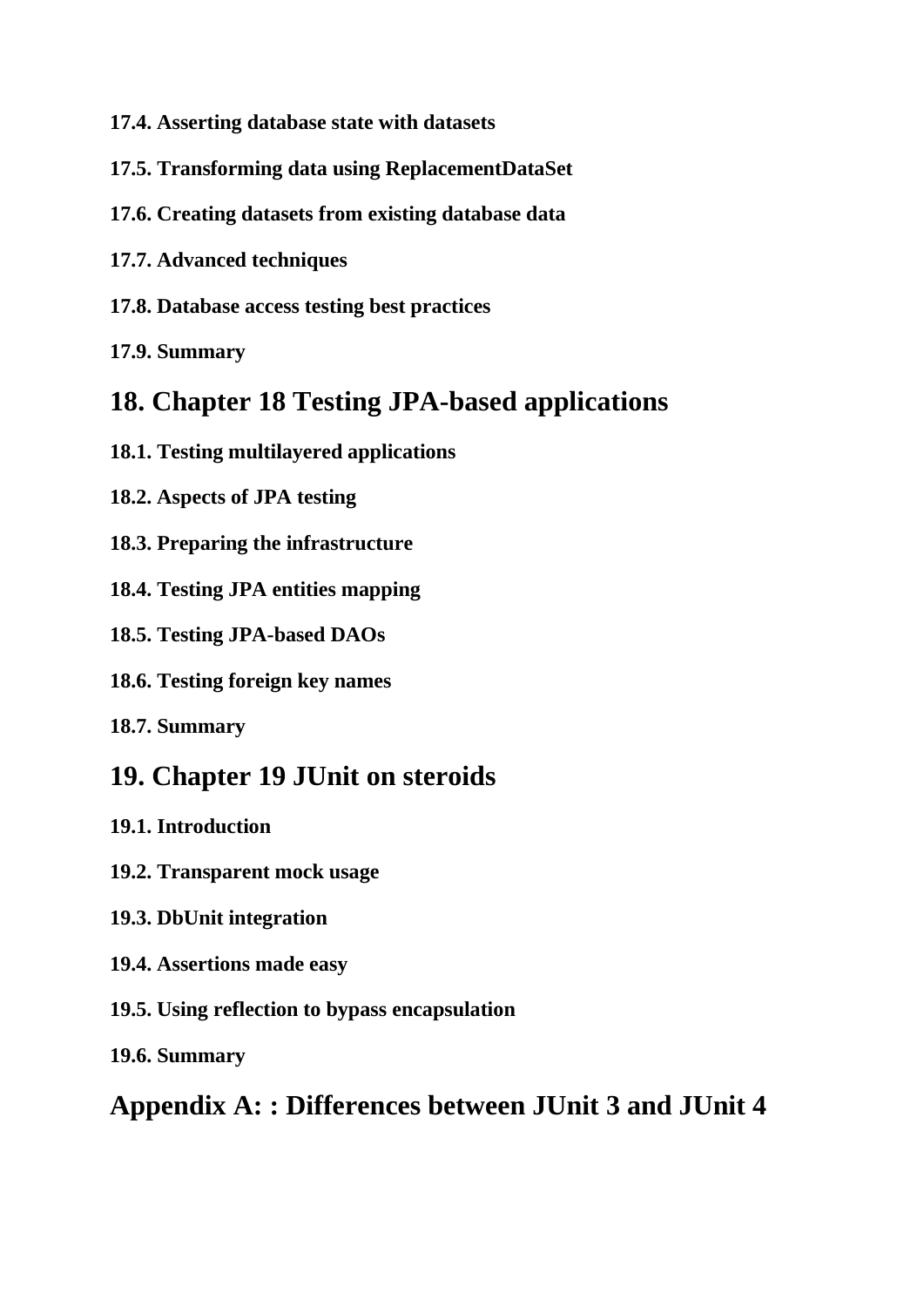**17.4. Asserting database state with datasets**

**17.5. Transforming data using ReplacementDataSet**

**17.6. Creating datasets from existing database data**

**17.7. Advanced techniques**

**17.8. Database access testing best practices**

**17.9. Summary**

## 18. Chapter 18 Testing JPA-based applications

**18.1. Testing multilayered applications**

**18.2. Aspects of JPA testing**

**18.3. Preparing the infrastructure**

**18.4. Testing JPA entities mapping**

**18.5. Testing JPA-based DAOs**

**18.6. Testing foreign key names**

**18.7. Summary**

## 19. Chapter 19 JUnit on steroids

**19.1. Introduction**

**19.2. Transparent mock usage**

**19.3. DbUnit integration**

**19.4. Assertions made easy**

**19.5. Using reflection to bypass encapsulation**

**19.6. Summary**

## Appendix A: : Differences between JUnit 3 and JUnit 4